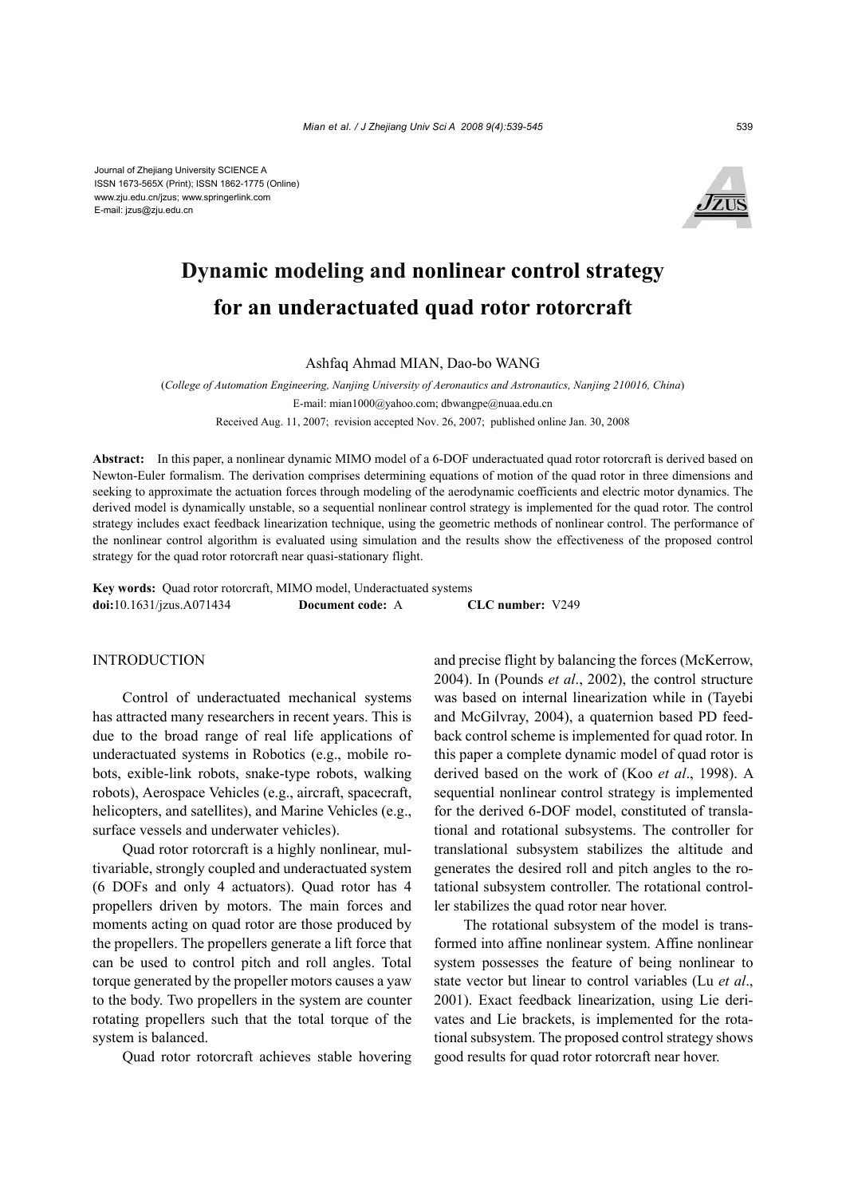Journal of Zhejiang University SCIENCE A
ISSN 1673-565X (Print); ISSN 1862-1775 (Online)
www.zju.edu.cn/jzus; www.springerlink.com
E-mail: jzus@zju.edu.cn

# Dynamic modeling and nonlinear control strategy for an underactuated quad rotor rotorcraft

Ashfaq Ahmad MIAN, Dao-bo WANG

(*College of Automation Engineering, Nanjing University of Aeronautics and Astronautics, Nanjing 210016, China*)

E-mail: mian1000@yahoo.com; dbwangpe@nuaa.edu.cn

Received Aug. 11, 2007; revision accepted Nov. 26, 2007; published online Jan. 30, 2008

**Abstract:** In this paper, a nonlinear dynamic MIMO model of a 6-DOF underactuated quad rotor rotorcraft is derived based on Newton-Euler formalism. The derivation comprises determining equations of motion of the quad rotor in three dimensions and seeking to approximate the actuation forces through modeling of the aerodynamic coefficients and electric motor dynamics. The derived model is dynamically unstable, so a sequential nonlinear control strategy is implemented for the quad rotor. The control strategy includes exact feedback linearization technique, using the geometric methods of nonlinear control. The performance of the nonlinear control algorithm is evaluated using simulation and the results show the effectiveness of the proposed control strategy for the quad rotor rotorcraft near quasi-stationary flight.

**Key words:** Quad rotor rotorcraft, MIMO model, Underactuated systems
**doi:**10.1631/jzus.A071434 **Document code:** A **CLC number:** V249

## INTRODUCTION

Control of underactuated mechanical systems has attracted many researchers in recent years. This is due to the broad range of real life applications of underactuated systems in Robotics (e.g., mobile robots, exible-link robots, snake-type robots, walking robots), Aerospace Vehicles (e.g., aircraft, spacecraft, helicopters, and satellites), and Marine Vehicles (e.g., surface vessels and underwater vehicles).

Quad rotor rotorcraft is a highly nonlinear, multivariable, strongly coupled and underactuated system (6 DOFs and only 4 actuators). Quad rotor has 4 propellers driven by motors. The main forces and moments acting on quad rotor are those produced by the propellers. The propellers generate a lift force that can be used to control pitch and roll angles. Total torque generated by the propeller motors causes a yaw to the body. Two propellers in the system are counter rotating propellers such that the total torque of the system is balanced.

Quad rotor rotorcraft achieves stable hovering and precise flight by balancing the forces (McKerrow, 2004). In (Pounds *et al*., 2002), the control structure was based on internal linearization while in (Tayebi and McGilvray, 2004), a quaternion based PD feedback control scheme is implemented for quad rotor. In this paper a complete dynamic model of quad rotor is derived based on the work of (Koo *et al*., 1998). A sequential nonlinear control strategy is implemented for the derived 6-DOF model, constituted of translational and rotational subsystems. The controller for translational subsystem stabilizes the altitude and generates the desired roll and pitch angles to the rotational subsystem controller. The rotational controller stabilizes the quad rotor near hover.

The rotational subsystem of the model is transformed into affine nonlinear system. Affine nonlinear system possesses the feature of being nonlinear to state vector but linear to control variables (Lu *et al*., 2001). Exact feedback linearization, using Lie derivates and Lie brackets, is implemented for the rotational subsystem. The proposed control strategy shows good results for quad rotor rotorcraft near hover.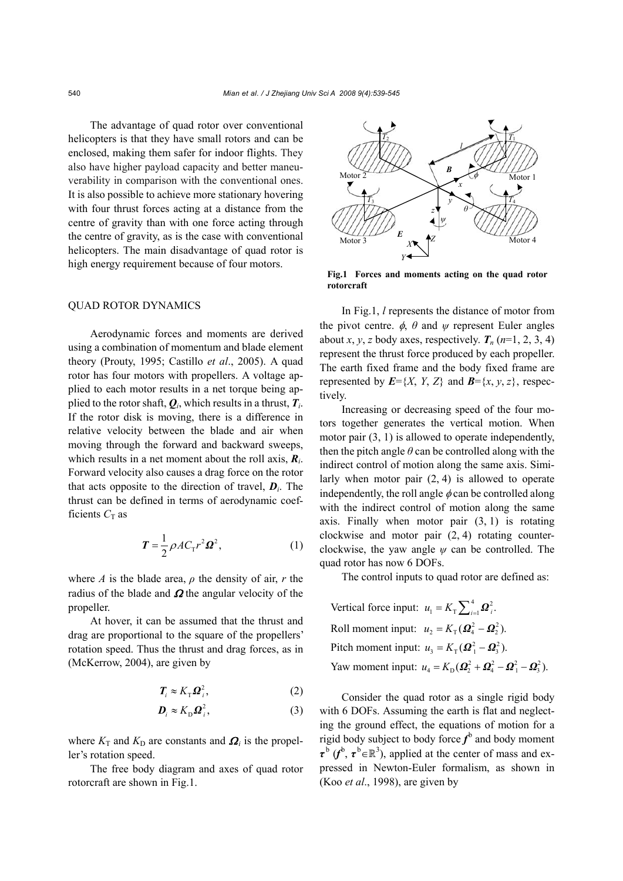The advantage of quad rotor over conventional helicopters is that they have small rotors and can be enclosed, making them safer for indoor flights. They also have higher payload capacity and better maneuverability in comparison with the conventional ones. It is also possible to achieve more stationary hovering with four thrust forces acting at a distance from the centre of gravity than with one force acting through the centre of gravity, as is the case with conventional helicopters. The main disadvantage of quad rotor is high energy requirement because of four motors.

## QUAD ROTOR DYNAMICS

Aerodynamic forces and moments are derived using a combination of momentum and blade element theory (Prouty, 1995; Castillo *et al*., 2005). A quad rotor has four motors with propellers. A voltage applied to each motor results in a net torque being applied to the rotor shaft, $\boldsymbol{Q}_i$, which results in a thrust, $\boldsymbol{T}_i$. If the rotor disk is moving, there is a difference in relative velocity between the blade and air when moving through the forward and backward sweeps, which results in a net moment about the roll axis, $\boldsymbol{R}_i$. Forward velocity also causes a drag force on the rotor that acts opposite to the direction of travel, $\boldsymbol{D}_i$. The thrust can be defined in terms of aerodynamic coefficients $C_\mathrm{T}$ as

$$\boldsymbol{T} = \frac{1}{2}\rho A C_\mathrm{T} r^2 \boldsymbol{\Omega}^2, \tag{1}$$

where $A$ is the blade area, $\rho$ the density of air, $r$ the radius of the blade and $\boldsymbol{\Omega}$ the angular velocity of the propeller.

At hover, it can be assumed that the thrust and drag are proportional to the square of the propellers' rotation speed. Thus the thrust and drag forces, as in (McKerrow, 2004), are given by

$$\boldsymbol{T}_i \approx K_\mathrm{T}\boldsymbol{\Omega}_i^2, \tag{2}$$

$$\boldsymbol{D}_i \approx K_\mathrm{D}\boldsymbol{\Omega}_i^2, \tag{3}$$

where $K_\mathrm{T}$ and $K_\mathrm{D}$ are constants and $\boldsymbol{\Omega}_i$ is the propeller's rotation speed.

The free body diagram and axes of quad rotor rotorcraft are shown in Fig.1.

**Fig.1 Forces and moments acting on the quad rotor rotorcraft**

In Fig.1, $l$ represents the distance of motor from the pivot centre. $\phi$, $\theta$ and $\psi$ represent Euler angles about $x$, $y$, $z$ body axes, respectively. $\boldsymbol{T}_n$ ($n$=1, 2, 3, 4) represent the thrust force produced by each propeller. The earth fixed frame and the body fixed frame are represented by $\boldsymbol{E}=\{X, Y, Z\}$ and $\boldsymbol{B}=\{x, y, z\}$, respectively.

Increasing or decreasing speed of the four motors together generates the vertical motion. When motor pair (3, 1) is allowed to operate independently, then the pitch angle $\theta$ can be controlled along with the indirect control of motion along the same axis. Similarly when motor pair (2, 4) is allowed to operate independently, the roll angle $\phi$ can be controlled along with the indirect control of motion along the same axis. Finally when motor pair (3, 1) is rotating clockwise and motor pair (2, 4) rotating counter-clockwise, the yaw angle $\psi$ can be controlled. The quad rotor has now 6 DOFs.

The control inputs to quad rotor are defined as:

Vertical force input: $u_1 = K_\mathrm{T}\sum_{i=1}^{4}\boldsymbol{\Omega}_i^2.$

Roll moment input: $u_2 = K_\mathrm{T}(\boldsymbol{\Omega}_4^2 - \boldsymbol{\Omega}_2^2).$

Pitch moment input: $u_3 = K_\mathrm{T}(\boldsymbol{\Omega}_1^2 - \boldsymbol{\Omega}_3^2).$

Yaw moment input: $u_4 = K_\mathrm{D}(\boldsymbol{\Omega}_2^2 + \boldsymbol{\Omega}_4^2 - \boldsymbol{\Omega}_1^2 - \boldsymbol{\Omega}_3^2).$

Consider the quad rotor as a single rigid body with 6 DOFs. Assuming the earth is flat and neglecting the ground effect, the equations of motion for a rigid body subject to body force $\boldsymbol{f}^\mathrm{b}$ and body moment $\boldsymbol{\tau}^\mathrm{b}$ ($\boldsymbol{f}^\mathrm{b}$, $\boldsymbol{\tau}^\mathrm{b} \in \mathbb{R}^3$), applied at the center of mass and expressed in Newton-Euler formalism, as shown in (Koo *et al*., 1998), are given by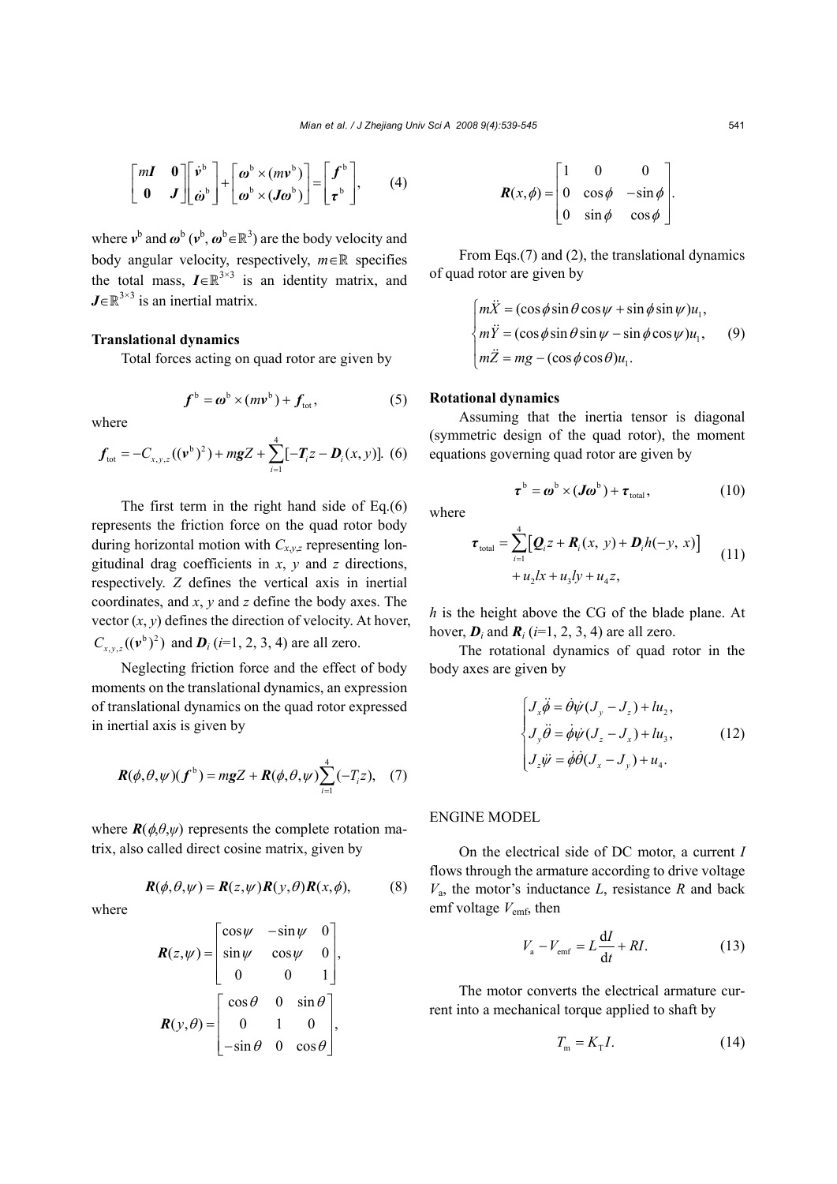$$\begin{bmatrix} m\boldsymbol{I} & \boldsymbol{0} \\ \boldsymbol{0} & \boldsymbol{J} \end{bmatrix} \begin{bmatrix} \dot{\boldsymbol{v}}^{\mathrm{b}} \\ \dot{\boldsymbol{\omega}}^{\mathrm{b}} \end{bmatrix} + \begin{bmatrix} \boldsymbol{\omega}^{\mathrm{b}} \times (m\boldsymbol{v}^{\mathrm{b}}) \\ \boldsymbol{\omega}^{\mathrm{b}} \times (\boldsymbol{J}\boldsymbol{\omega}^{\mathrm{b}}) \end{bmatrix} = \begin{bmatrix} \boldsymbol{f}^{\mathrm{b}} \\ \boldsymbol{\tau}^{\mathrm{b}} \end{bmatrix}, \tag{4}$$

where $\boldsymbol{v}^{\mathrm{b}}$ and $\boldsymbol{\omega}^{\mathrm{b}}$ ($\boldsymbol{v}^{\mathrm{b}}, \boldsymbol{\omega}^{\mathrm{b}} \in \mathbb{R}^3$) are the body velocity and body angular velocity, respectively, $m \in \mathbb{R}$ specifies the total mass, $\boldsymbol{I} \in \mathbb{R}^{3\times 3}$ is an identity matrix, and $\boldsymbol{J} \in \mathbb{R}^{3\times 3}$ is an inertial matrix.

### Translational dynamics

Total forces acting on quad rotor are given by

$$\boldsymbol{f}^{\mathrm{b}} = \boldsymbol{\omega}^{\mathrm{b}} \times (m\boldsymbol{v}^{\mathrm{b}}) + \boldsymbol{f}_{\mathrm{tot}}, \tag{5}$$

where

$$\boldsymbol{f}_{\mathrm{tot}} = -C_{x,y,z}((\boldsymbol{v}^{\mathrm{b}})^2) + mgZ + \sum_{i=1}^{4}[-\boldsymbol{T}_i z - \boldsymbol{D}_i(x, y)]. \tag{6}$$

The first term in the right hand side of Eq.(6) represents the friction force on the quad rotor body during horizontal motion with $C_{x,y,z}$ representing longitudinal drag coefficients in $x$, $y$ and $z$ directions, respectively. $Z$ defines the vertical axis in inertial coordinates, and $x$, $y$ and $z$ define the body axes. The vector $(x, y)$ defines the direction of velocity. At hover, $C_{x,y,z}((\boldsymbol{v}^{\mathrm{b}})^2)$ and $\boldsymbol{D}_i$ ($i$=1, 2, 3, 4) are all zero.

Neglecting friction force and the effect of body moments on the translational dynamics, an expression of translational dynamics on the quad rotor expressed in inertial axis is given by

$$\boldsymbol{R}(\phi,\theta,\psi)(\boldsymbol{f}^{\mathrm{b}}) = mgZ + \boldsymbol{R}(\phi,\theta,\psi)\sum_{i=1}^{4}(-T_i z), \tag{7}$$

where $\boldsymbol{R}(\phi,\theta,\psi)$ represents the complete rotation matrix, also called direct cosine matrix, given by

$$\boldsymbol{R}(\phi,\theta,\psi) = \boldsymbol{R}(z,\psi)\boldsymbol{R}(y,\theta)\boldsymbol{R}(x,\phi), \tag{8}$$

where

$$\boldsymbol{R}(z,\psi) = \begin{bmatrix} \cos\psi & -\sin\psi & 0 \\ \sin\psi & \cos\psi & 0 \\ 0 & 0 & 1 \end{bmatrix},$$

$$\boldsymbol{R}(y,\theta) = \begin{bmatrix} \cos\theta & 0 & \sin\theta \\ 0 & 1 & 0 \\ -\sin\theta & 0 & \cos\theta \end{bmatrix},$$

$$\boldsymbol{R}(x,\phi) = \begin{bmatrix} 1 & 0 & 0 \\ 0 & \cos\phi & -\sin\phi \\ 0 & \sin\phi & \cos\phi \end{bmatrix}.$$

From Eqs.(7) and (2), the translational dynamics of quad rotor are given by

$$\begin{cases} m\ddot{X} = (\cos\phi\sin\theta\cos\psi + \sin\phi\sin\psi)u_1, \\ m\ddot{Y} = (\cos\phi\sin\theta\sin\psi - \sin\phi\cos\psi)u_1, \\ m\ddot{Z} = mg - (\cos\phi\cos\theta)u_1. \end{cases} \tag{9}$$

### Rotational dynamics

Assuming that the inertia tensor is diagonal (symmetric design of the quad rotor), the moment equations governing quad rotor are given by

$$\boldsymbol{\tau}^{\mathrm{b}} = \boldsymbol{\omega}^{\mathrm{b}} \times (\boldsymbol{J}\boldsymbol{\omega}^{\mathrm{b}}) + \boldsymbol{\tau}_{\mathrm{total}}, \tag{10}$$

where

$$\begin{aligned} \boldsymbol{\tau}_{\mathrm{total}} = &\sum_{i=1}^{4}\left[\boldsymbol{Q}_i z + \boldsymbol{R}_i(x,\ y) + \boldsymbol{D}_i h(-y,\ x)\right] \\ &+ u_2 lx + u_3 ly + u_4 z, \end{aligned} \tag{11}$$

$h$ is the height above the CG of the blade plane. At hover, $\boldsymbol{D}_i$ and $\boldsymbol{R}_i$ ($i$=1, 2, 3, 4) are all zero.

The rotational dynamics of quad rotor in the body axes are given by

$$\begin{cases} J_x\ddot{\phi} = \dot{\theta}\dot{\psi}(J_y - J_z) + lu_2, \\ J_y\ddot{\theta} = \dot{\phi}\dot{\psi}(J_z - J_x) + lu_3, \\ J_z\ddot{\psi} = \dot{\phi}\dot{\theta}(J_x - J_y) + u_4. \end{cases} \tag{12}$$

## ENGINE MODEL

On the electrical side of DC motor, a current $I$ flows through the armature according to drive voltage $V_{\mathrm{a}}$, the motor's inductance $L$, resistance $R$ and back emf voltage $V_{\mathrm{emf}}$, then

$$V_{\mathrm{a}} - V_{\mathrm{emf}} = L\frac{\mathrm{d}I}{\mathrm{d}t} + RI. \tag{13}$$

The motor converts the electrical armature current into a mechanical torque applied to shaft by

$$T_{\mathrm{m}} = K_{\mathrm{T}}I. \tag{14}$$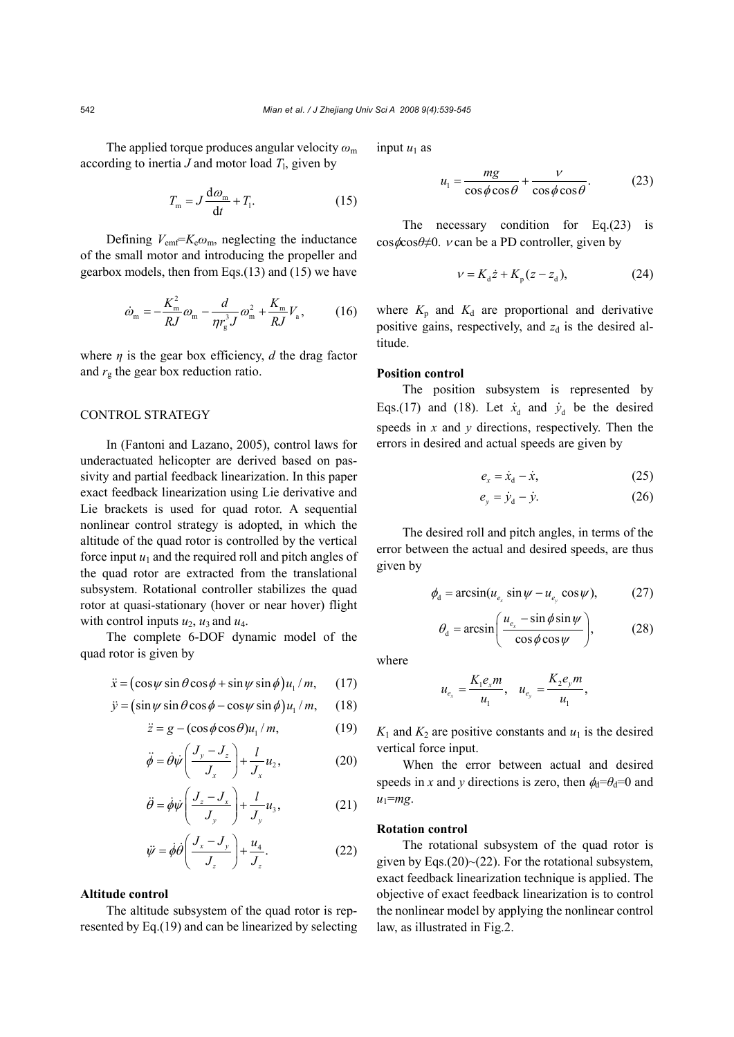The applied torque produces angular velocity $\omega_m$ according to inertia $J$ and motor load $T_l$, given by

$$T_m = J\frac{d\omega_m}{dt} + T_l. \tag{15}$$

Defining $V_{emf}=K_e\omega_m$, neglecting the inductance of the small motor and introducing the propeller and gearbox models, then from Eqs.(13) and (15) we have

$$\dot{\omega}_m = -\frac{K_m^2}{RJ}\omega_m - \frac{d}{\eta r_g^3 J}\omega_m^2 + \frac{K_m}{RJ}V_a, \tag{16}$$

where $\eta$ is the gear box efficiency, $d$ the drag factor and $r_g$ the gear box reduction ratio.

## CONTROL STRATEGY

In (Fantoni and Lazano, 2005), control laws for underactuated helicopter are derived based on passivity and partial feedback linearization. In this paper exact feedback linearization using Lie derivative and Lie brackets is used for quad rotor. A sequential nonlinear control strategy is adopted, in which the altitude of the quad rotor is controlled by the vertical force input $u_1$ and the required roll and pitch angles of the quad rotor are extracted from the translational subsystem. Rotational controller stabilizes the quad rotor at quasi-stationary (hover or near hover) flight with control inputs $u_2$, $u_3$ and $u_4$.

The complete 6-DOF dynamic model of the quad rotor is given by

$$\ddot{x} = (\cos\psi\sin\theta\cos\phi + \sin\psi\sin\phi)u_1/m, \tag{17}$$

$$\ddot{y} = (\sin\psi\sin\theta\cos\phi - \cos\psi\sin\phi)u_1/m, \tag{18}$$

$$\ddot{z} = g - (\cos\phi\cos\theta)u_1/m, \tag{19}$$

$$\ddot{\phi} = \dot{\theta}\dot{\psi}\left(\frac{J_y - J_z}{J_x}\right) + \frac{l}{J_x}u_2, \tag{20}$$

$$\ddot{\theta} = \dot{\phi}\dot{\psi}\left(\frac{J_z - J_x}{J_y}\right) + \frac{l}{J_y}u_3, \tag{21}$$

$$\ddot{\psi} = \dot{\phi}\dot{\theta}\left(\frac{J_x - J_y}{J_z}\right) + \frac{u_4}{J_z}. \tag{22}$$

### Altitude control

The altitude subsystem of the quad rotor is represented by Eq.(19) and can be linearized by selecting input $u_1$ as

$$u_1 = \frac{mg}{\cos\phi\cos\theta} + \frac{\nu}{\cos\phi\cos\theta}. \tag{23}$$

The necessary condition for Eq.(23) is $\cos\phi\cos\theta\neq0$. $\nu$ can be a PD controller, given by

$$\nu = K_d\dot{z} + K_p(z - z_d), \tag{24}$$

where $K_p$ and $K_d$ are proportional and derivative positive gains, respectively, and $z_d$ is the desired altitude.

### Position control

The position subsystem is represented by Eqs.(17) and (18). Let $\dot{x}_d$ and $\dot{y}_d$ be the desired speeds in $x$ and $y$ directions, respectively. Then the errors in desired and actual speeds are given by

$$e_x = \dot{x}_d - \dot{x}, \tag{25}$$

$$e_y = \dot{y}_d - \dot{y}. \tag{26}$$

The desired roll and pitch angles, in terms of the error between the actual and desired speeds, are thus given by

$$\phi_d = \arcsin(u_{e_x}\sin\psi - u_{e_y}\cos\psi), \tag{27}$$

$$\theta_d = \arcsin\left(\frac{u_{e_x} - \sin\phi\sin\psi}{\cos\phi\cos\psi}\right), \tag{28}$$

where

$$u_{e_x} = \frac{K_1 e_x m}{u_1}, \quad u_{e_y} = \frac{K_2 e_y m}{u_1},$$

$K_1$ and $K_2$ are positive constants and $u_1$ is the desired vertical force input.

When the error between actual and desired speeds in $x$ and $y$ directions is zero, then $\phi_d=\theta_d=0$ and $u_1=mg$.

### Rotation control

The rotational subsystem of the quad rotor is given by Eqs.(20)~(22). For the rotational subsystem, exact feedback linearization technique is applied. The objective of exact feedback linearization is to control the nonlinear model by applying the nonlinear control law, as illustrated in Fig.2.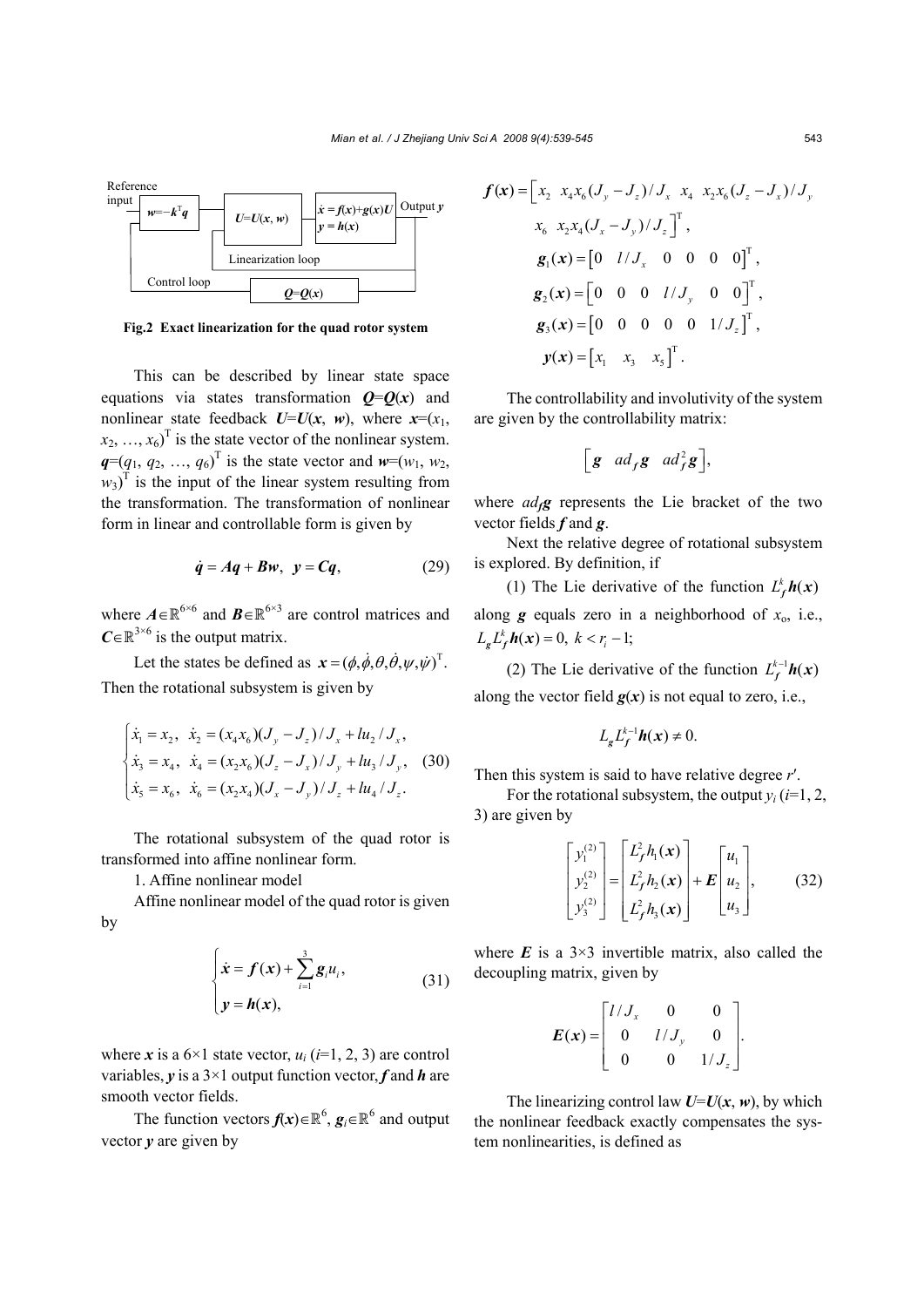Reference input

$w=-k^{\mathrm{T}}q$ | $U=U(x, w)$ | $\dot{x}=f(x)+g(x)U$, $y=h(x)$ | Output $y$

Linearization loop

Control loop | $Q=Q(x)$

**Fig.2 Exact linearization for the quad rotor system**

This can be described by linear state space equations via states transformation $\boldsymbol{Q}=\boldsymbol{Q}(\boldsymbol{x})$ and nonlinear state feedback $\boldsymbol{U}=\boldsymbol{U}(\boldsymbol{x}, \boldsymbol{w})$, where $\boldsymbol{x}=(x_1, x_2, \ldots, x_6)^{\mathrm{T}}$ is the state vector of the nonlinear system. $\boldsymbol{q}=(q_1, q_2, \ldots, q_6)^{\mathrm{T}}$ is the state vector and $\boldsymbol{w}=(w_1, w_2, w_3)^{\mathrm{T}}$ is the input of the linear system resulting from the transformation. The transformation of nonlinear form in linear and controllable form is given by

$$\dot{\boldsymbol{q}}=\boldsymbol{A}\boldsymbol{q}+\boldsymbol{B}\boldsymbol{w},\ \ \boldsymbol{y}=\boldsymbol{C}\boldsymbol{q}, \tag{29}$$

where $\boldsymbol{A}\in\mathbb{R}^{6\times 6}$ and $\boldsymbol{B}\in\mathbb{R}^{6\times 3}$ are control matrices and $\boldsymbol{C}\in\mathbb{R}^{3\times 6}$ is the output matrix.

Let the states be defined as $\boldsymbol{x}=(\phi,\dot{\phi},\theta,\dot{\theta},\psi,\dot{\psi})^{\mathrm{T}}$. Then the rotational subsystem is given by

$$\begin{cases} \dot{x}_1=x_2,\ \ \dot{x}_2=(x_4x_6)(J_y-J_z)/J_x+lu_2/J_x, \\ \dot{x}_3=x_4,\ \ \dot{x}_4=(x_2x_6)(J_z-J_x)/J_y+lu_3/J_y, \\ \dot{x}_5=x_6,\ \ \dot{x}_6=(x_2x_4)(J_x-J_y)/J_z+lu_4/J_z. \end{cases} \tag{30}$$

The rotational subsystem of the quad rotor is transformed into affine nonlinear form.

1. Affine nonlinear model

Affine nonlinear model of the quad rotor is given by

$$\begin{cases} \dot{\boldsymbol{x}}=\boldsymbol{f}(\boldsymbol{x})+\sum\limits_{i=1}^{3}\boldsymbol{g}_i u_i, \\ \boldsymbol{y}=\boldsymbol{h}(\boldsymbol{x}), \end{cases} \tag{31}$$

where $\boldsymbol{x}$ is a 6×1 state vector, $u_i$ ($i$=1, 2, 3) are control variables, $\boldsymbol{y}$ is a 3×1 output function vector, $\boldsymbol{f}$ and $\boldsymbol{h}$ are smooth vector fields.

The function vectors $\boldsymbol{f}(\boldsymbol{x})\in\mathbb{R}^6$, $\boldsymbol{g}_i\in\mathbb{R}^6$ and output vector $\boldsymbol{y}$ are given by

$$\boldsymbol{f}(\boldsymbol{x})=\begin{bmatrix} x_2 & x_4x_6(J_y-J_z)/J_x & x_4 & x_2x_6(J_z-J_x)/J_y & x_6 & x_2x_4(J_x-J_y)/J_z \end{bmatrix}^{\mathrm{T}},$$

$$\boldsymbol{g}_1(\boldsymbol{x})=\begin{bmatrix} 0 & l/J_x & 0 & 0 & 0 & 0 \end{bmatrix}^{\mathrm{T}},$$

$$\boldsymbol{g}_2(\boldsymbol{x})=\begin{bmatrix} 0 & 0 & 0 & l/J_y & 0 & 0 \end{bmatrix}^{\mathrm{T}},$$

$$\boldsymbol{g}_3(\boldsymbol{x})=\begin{bmatrix} 0 & 0 & 0 & 0 & 0 & 1/J_z \end{bmatrix}^{\mathrm{T}},$$

$$\boldsymbol{y}(\boldsymbol{x})=\begin{bmatrix} x_1 & x_3 & x_5 \end{bmatrix}^{\mathrm{T}}.$$

The controllability and involutivity of the system are given by the controllability matrix:

$$\begin{bmatrix} \boldsymbol{g} & ad_{\boldsymbol{f}}\boldsymbol{g} & ad_{\boldsymbol{f}}^2\boldsymbol{g} \end{bmatrix},$$

where $ad_{\boldsymbol{f}}\boldsymbol{g}$ represents the Lie bracket of the two vector fields $\boldsymbol{f}$ and $\boldsymbol{g}$.

Next the relative degree of rotational subsystem is explored. By definition, if

(1) The Lie derivative of the function $L_{\boldsymbol{f}}^k\boldsymbol{h}(\boldsymbol{x})$ along $\boldsymbol{g}$ equals zero in a neighborhood of $x_{\mathrm{o}}$, i.e., $L_{\boldsymbol{g}}L_{\boldsymbol{f}}^k\boldsymbol{h}(\boldsymbol{x})=0,\ k<r_i-1$;

(2) The Lie derivative of the function $L_{\boldsymbol{f}}^{k-1}\boldsymbol{h}(\boldsymbol{x})$ along the vector field $\boldsymbol{g}(\boldsymbol{x})$ is not equal to zero, i.e.,

$$L_{\boldsymbol{g}}L_{\boldsymbol{f}}^{k-1}\boldsymbol{h}(\boldsymbol{x})\neq 0.$$

Then this system is said to have relative degree $r'$.

For the rotational subsystem, the output $y_i$ ($i$=1, 2, 3) are given by

$$\begin{bmatrix} y_1^{(2)} \\ y_2^{(2)} \\ y_3^{(2)} \end{bmatrix}=\begin{bmatrix} L_{\boldsymbol{f}}^2h_1(\boldsymbol{x}) \\ L_{\boldsymbol{f}}^2h_2(\boldsymbol{x}) \\ L_{\boldsymbol{f}}^2h_3(\boldsymbol{x}) \end{bmatrix}+\boldsymbol{E}\begin{bmatrix} u_1 \\ u_2 \\ u_3 \end{bmatrix}, \tag{32}$$

where $\boldsymbol{E}$ is a 3×3 invertible matrix, also called the decoupling matrix, given by

$$\boldsymbol{E}(\boldsymbol{x})=\begin{bmatrix} l/J_x & 0 & 0 \\ 0 & l/J_y & 0 \\ 0 & 0 & 1/J_z \end{bmatrix}.$$

The linearizing control law $\boldsymbol{U}=\boldsymbol{U}(\boldsymbol{x}, \boldsymbol{w})$, by which the nonlinear feedback exactly compensates the system nonlinearities, is defined as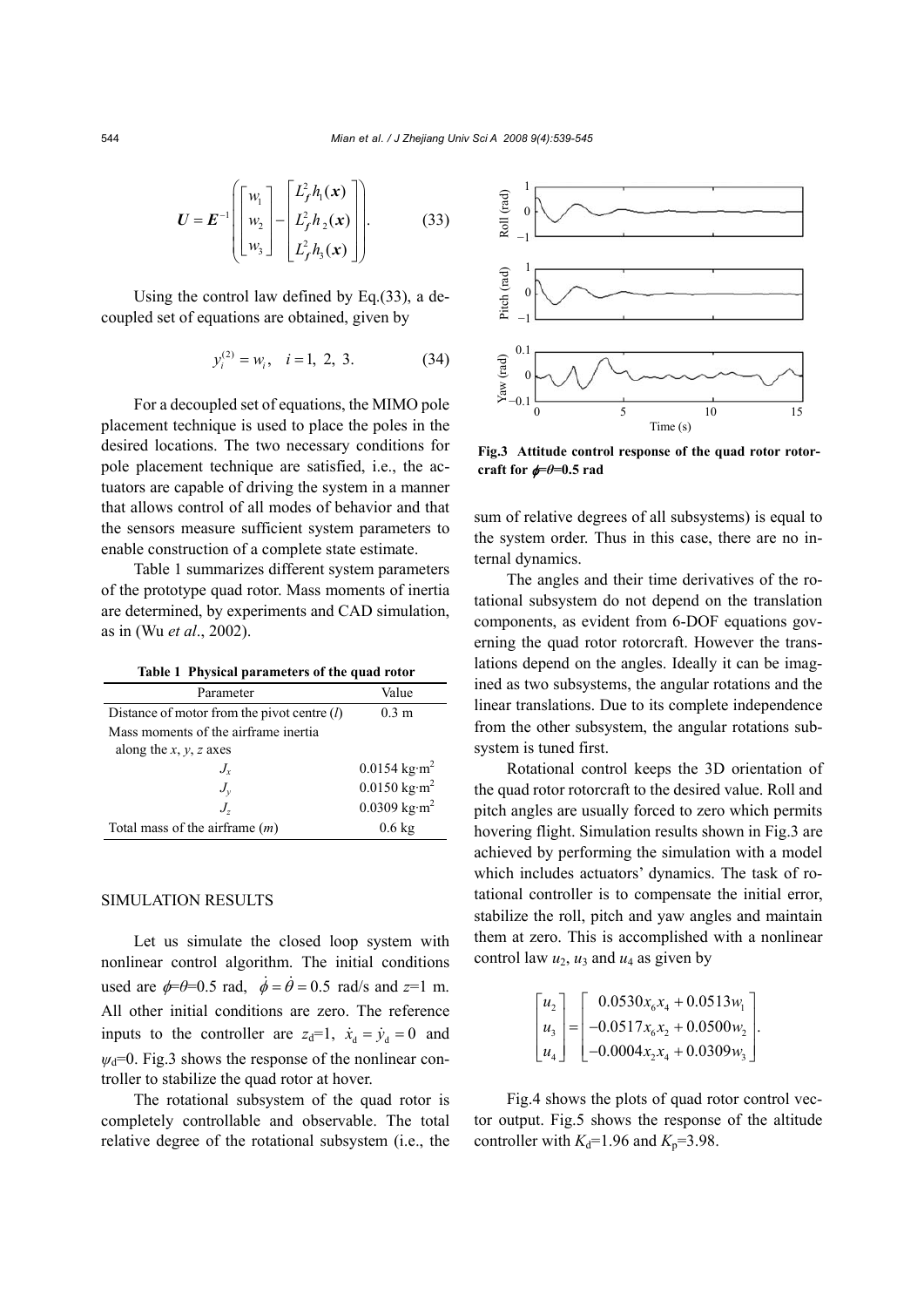$$\boldsymbol{U}=\boldsymbol{E}^{-1}\left(\begin{bmatrix} w_1 \\ w_2 \\ w_3 \end{bmatrix}-\begin{bmatrix} L_{\boldsymbol{f}}^2 h_1(\boldsymbol{x}) \\ L_{\boldsymbol{f}}^2 h_2(\boldsymbol{x}) \\ L_{\boldsymbol{f}}^2 h_3(\boldsymbol{x}) \end{bmatrix}\right). \tag{33}$$

Using the control law defined by Eq.(33), a decoupled set of equations are obtained, given by

$$y_i^{(2)}=w_i,\quad i=1,\ 2,\ 3. \tag{34}$$

For a decoupled set of equations, the MIMO pole placement technique is used to place the poles in the desired locations. The two necessary conditions for pole placement technique are satisfied, i.e., the actuators are capable of driving the system in a manner that allows control of all modes of behavior and that the sensors measure sufficient system parameters to enable construction of a complete state estimate.

Table 1 summarizes different system parameters of the prototype quad rotor. Mass moments of inertia are determined, by experiments and CAD simulation, as in (Wu *et al*., 2002).

**Table 1 Physical parameters of the quad rotor**

| Parameter | Value |
|---|---|
| Distance of motor from the pivot centre ($l$) | 0.3 m |
| Mass moments of the airframe inertia along the $x$, $y$, $z$ axes | |
| $J_x$ | 0.0154 kg·m$^2$ |
| $J_y$ | 0.0150 kg·m$^2$ |
| $J_z$ | 0.0309 kg·m$^2$ |
| Total mass of the airframe ($m$) | 0.6 kg |

## SIMULATION RESULTS

Let us simulate the closed loop system with nonlinear control algorithm. The initial conditions used are $\phi=\theta=0.5$ rad, $\dot{\phi}=\dot{\theta}=0.5$ rad/s and $z=1$ m. All other initial conditions are zero. The reference inputs to the controller are $z_{\rm d}=1$, $\dot{x}_{\rm d}=\dot{y}_{\rm d}=0$ and $\psi_{\rm d}=0$. Fig.3 shows the response of the nonlinear controller to stabilize the quad rotor at hover.

The rotational subsystem of the quad rotor is completely controllable and observable. The total relative degree of the rotational subsystem (i.e., the sum of relative degrees of all subsystems) is equal to the system order. Thus in this case, there are no internal dynamics.

**Fig.3 Attitude control response of the quad rotor rotorcraft for $\phi=\theta=0.5$ rad**

The angles and their time derivatives of the rotational subsystem do not depend on the translation components, as evident from 6-DOF equations governing the quad rotor rotorcraft. However the translations depend on the angles. Ideally it can be imagined as two subsystems, the angular rotations and the linear translations. Due to its complete independence from the other subsystem, the angular rotations subsystem is tuned first.

Rotational control keeps the 3D orientation of the quad rotor rotorcraft to the desired value. Roll and pitch angles are usually forced to zero which permits hovering flight. Simulation results shown in Fig.3 are achieved by performing the simulation with a model which includes actuators' dynamics. The task of rotational controller is to compensate the initial error, stabilize the roll, pitch and yaw angles and maintain them at zero. This is accomplished with a nonlinear control law $u_2$, $u_3$ and $u_4$ as given by

$$\begin{bmatrix} u_2 \\ u_3 \\ u_4 \end{bmatrix}=\begin{bmatrix} 0.0530x_6x_4+0.0513w_1 \\ -0.0517x_6x_2+0.0500w_2 \\ -0.0004x_2x_4+0.0309w_3 \end{bmatrix}.$$

Fig.4 shows the plots of quad rotor control vector output. Fig.5 shows the response of the altitude controller with $K_{\rm d}=1.96$ and $K_{\rm p}=3.98$.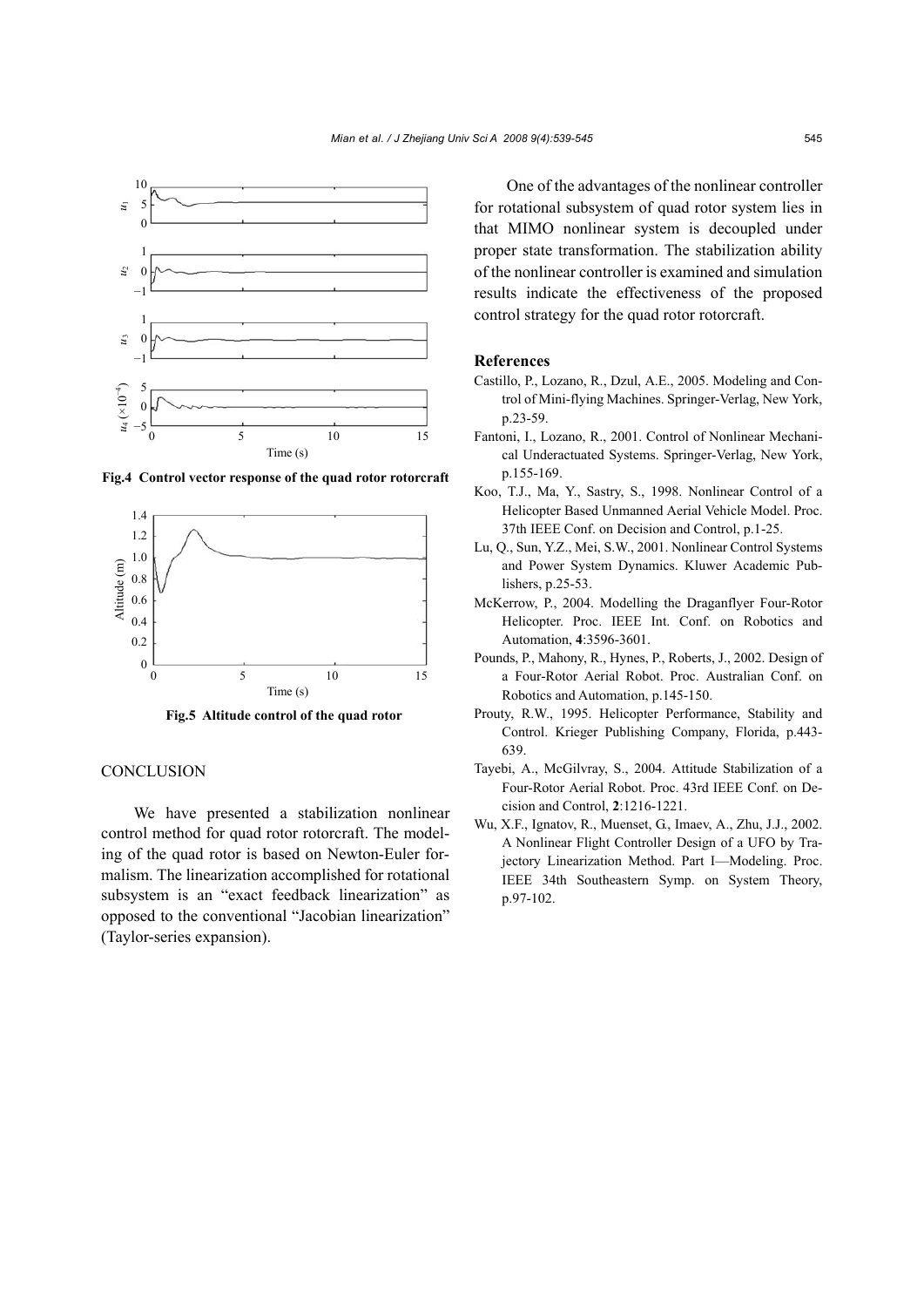10
$u_1$ 5
0

1
$u_2$ 0
−1

1
$u_3$ 0
−1

5
$u_4$ ($\times 10^{-4}$) 0
−5

0 5 10 15
Time (s)

**Fig.4 Control vector response of the quad rotor rotorcraft**

1.4
1.2
1.0
Altitude (m) 0.8
0.6
0.4
0.2
0
0 5 10 15
Time (s)

**Fig.5 Altitude control of the quad rotor**

## CONCLUSION

We have presented a stabilization nonlinear control method for quad rotor rotorcraft. The modeling of the quad rotor is based on Newton-Euler formalism. The linearization accomplished for rotational subsystem is an "exact feedback linearization" as opposed to the conventional "Jacobian linearization" (Taylor-series expansion).

One of the advantages of the nonlinear controller for rotational subsystem of quad rotor system lies in that MIMO nonlinear system is decoupled under proper state transformation. The stabilization ability of the nonlinear controller is examined and simulation results indicate the effectiveness of the proposed control strategy for the quad rotor rotorcraft.

## References

Castillo, P., Lozano, R., Dzul, A.E., 2005. Modeling and Control of Mini-flying Machines. Springer-Verlag, New York, p.23-59.

Fantoni, I., Lozano, R., 2001. Control of Nonlinear Mechanical Underactuated Systems. Springer-Verlag, New York, p.155-169.

Koo, T.J., Ma, Y., Sastry, S., 1998. Nonlinear Control of a Helicopter Based Unmanned Aerial Vehicle Model. Proc. 37th IEEE Conf. on Decision and Control, p.1-25.

Lu, Q., Sun, Y.Z., Mei, S.W., 2001. Nonlinear Control Systems and Power System Dynamics. Kluwer Academic Publishers, p.25-53.

McKerrow, P., 2004. Modelling the Draganflyer Four-Rotor Helicopter. Proc. IEEE Int. Conf. on Robotics and Automation, **4**:3596-3601.

Pounds, P., Mahony, R., Hynes, P., Roberts, J., 2002. Design of a Four-Rotor Aerial Robot. Proc. Australian Conf. on Robotics and Automation, p.145-150.

Prouty, R.W., 1995. Helicopter Performance, Stability and Control. Krieger Publishing Company, Florida, p.443-639.

Tayebi, A., McGilvray, S., 2004. Attitude Stabilization of a Four-Rotor Aerial Robot. Proc. 43rd IEEE Conf. on Decision and Control, **2**:1216-1221.

Wu, X.F., Ignatov, R., Muenset, G., Imaev, A., Zhu, J.J., 2002. A Nonlinear Flight Controller Design of a UFO by Trajectory Linearization Method. Part I—Modeling. Proc. IEEE 34th Southeastern Symp. on System Theory, p.97-102.